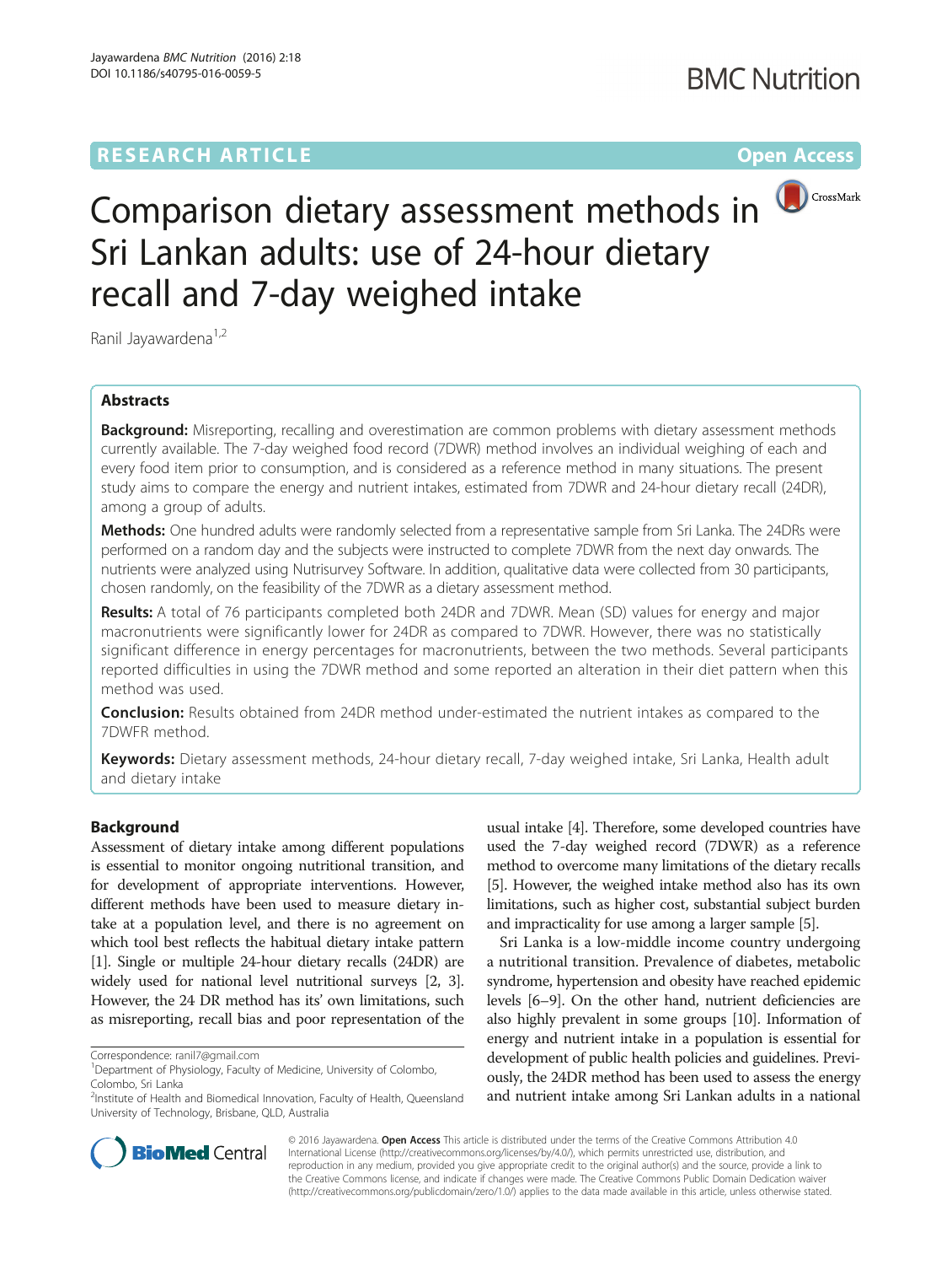RESEARCH ARTICLE

Open Access

# Comparison dietary assessment methods in Sri Lankan adults: use of 24-hour dietary recall and 7-day weighed intake

Ranil Jayawardena[1,2]

## Abstracts

**Background:** Misreporting, recalling and overestimation are common problems with dietary assessment methods currently available. The 7-day weighed food record (7DWR) method involves an individual weighing of each and every food item prior to consumption, and is considered as a reference method in many situations. The present study aims to compare the energy and nutrient intakes, estimated from 7DWR and 24-hour dietary recall (24DR), among a group of adults.

**Methods:** One hundred adults were randomly selected from a representative sample from Sri Lanka. The 24DRs were performed on a random day and the subjects were instructed to complete 7DWR from the next day onwards. The nutrients were analyzed using Nutrisurvey Software. In addition, qualitative data were collected from 30 participants, chosen randomly, on the feasibility of the 7DWR as a dietary assessment method.

**Results:** A total of 76 participants completed both 24DR and 7DWR. Mean (SD) values for energy and major macronutrients were significantly lower for 24DR as compared to 7DWR. However, there was no statistically significant difference in energy percentages for macronutrients, between the two methods. Several participants reported difficulties in using the 7DWR method and some reported an alteration in their diet pattern when this method was used.

**Conclusion:** Results obtained from 24DR method under-estimated the nutrient intakes as compared to the 7DWFR method.

**Keywords:** Dietary assessment methods, 24-hour dietary recall, 7-day weighed intake, Sri Lanka, Health adult and dietary intake

## Background

Assessment of dietary intake among different populations is essential to monitor ongoing nutritional transition, and for development of appropriate interventions. However, different methods have been used to measure dietary intake at a population level, and there is no agreement on which tool best reflects the habitual dietary intake pattern [1]. Single or multiple 24-hour dietary recalls (24DR) are widely used for national level nutritional surveys [2, 3]. However, the 24 DR method has its' own limitations, such as misreporting, recall bias and poor representation of the usual intake [4]. Therefore, some developed countries have used the 7-day weighed record (7DWR) as a reference method to overcome many limitations of the dietary recalls [5]. However, the weighed intake method also has its own limitations, such as higher cost, substantial subject burden and impracticality for use among a larger sample [5].

Sri Lanka is a low-middle income country undergoing a nutritional transition. Prevalence of diabetes, metabolic syndrome, hypertension and obesity have reached epidemic levels [6–9]. On the other hand, nutrient deficiencies are also highly prevalent in some groups [10]. Information of energy and nutrient intake in a population is essential for development of public health policies and guidelines. Previously, the 24DR method has been used to assess the energy and nutrient intake among Sri Lankan adults in a national

Correspondence: ranil7@gmail.com

[1]Department of Physiology, Faculty of Medicine, University of Colombo, Colombo, Sri Lanka

[2]Institute of Health and Biomedical Innovation, Faculty of Health, Queensland University of Technology, Brisbane, QLD, Australia

© 2016 Jayawardena. **Open Access** This article is distributed under the terms of the Creative Commons Attribution 4.0 International License (http://creativecommons.org/licenses/by/4.0/), which permits unrestricted use, distribution, and reproduction in any medium, provided you give appropriate credit to the original author(s) and the source, provide a link to the Creative Commons license, and indicate if changes were made. The Creative Commons Public Domain Dedication waiver (http://creativecommons.org/publicdomain/zero/1.0/) applies to the data made available in this article, unless otherwise stated.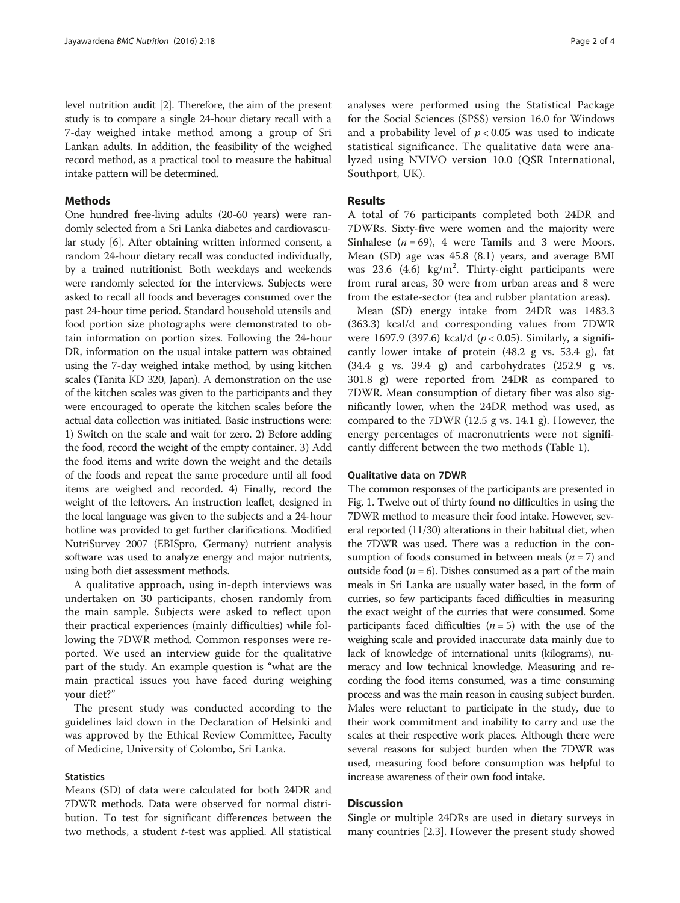level nutrition audit [2]. Therefore, the aim of the present study is to compare a single 24-hour dietary recall with a 7-day weighed intake method among a group of Sri Lankan adults. In addition, the feasibility of the weighed record method, as a practical tool to measure the habitual intake pattern will be determined.

## Methods

One hundred free-living adults (20-60 years) were randomly selected from a Sri Lanka diabetes and cardiovascular study [6]. After obtaining written informed consent, a random 24-hour dietary recall was conducted individually, by a trained nutritionist. Both weekdays and weekends were randomly selected for the interviews. Subjects were asked to recall all foods and beverages consumed over the past 24-hour time period. Standard household utensils and food portion size photographs were demonstrated to obtain information on portion sizes. Following the 24-hour DR, information on the usual intake pattern was obtained using the 7-day weighed intake method, by using kitchen scales (Tanita KD 320, Japan). A demonstration on the use of the kitchen scales was given to the participants and they were encouraged to operate the kitchen scales before the actual data collection was initiated. Basic instructions were: 1) Switch on the scale and wait for zero. 2) Before adding the food, record the weight of the empty container. 3) Add the food items and write down the weight and the details of the foods and repeat the same procedure until all food items are weighed and recorded. 4) Finally, record the weight of the leftovers. An instruction leaflet, designed in the local language was given to the subjects and a 24-hour hotline was provided to get further clarifications. Modified NutriSurvey 2007 (EBISpro, Germany) nutrient analysis software was used to analyze energy and major nutrients, using both diet assessment methods.

A qualitative approach, using in-depth interviews was undertaken on 30 participants, chosen randomly from the main sample. Subjects were asked to reflect upon their practical experiences (mainly difficulties) while following the 7DWR method. Common responses were reported. We used an interview guide for the qualitative part of the study. An example question is "what are the main practical issues you have faced during weighing your diet?"

The present study was conducted according to the guidelines laid down in the Declaration of Helsinki and was approved by the Ethical Review Committee, Faculty of Medicine, University of Colombo, Sri Lanka.

### Statistics

Means (SD) of data were calculated for both 24DR and 7DWR methods. Data were observed for normal distribution. To test for significant differences between the two methods, a student *t*-test was applied. All statistical analyses were performed using the Statistical Package for the Social Sciences (SPSS) version 16.0 for Windows and a probability level of $p < 0.05$ was used to indicate statistical significance. The qualitative data were analyzed using NVIVO version 10.0 (QSR International, Southport, UK).

## Results

A total of 76 participants completed both 24DR and 7DWRs. Sixty-five were women and the majority were Sinhalese ($n = 69$), 4 were Tamils and 3 were Moors. Mean (SD) age was 45.8 (8.1) years, and average BMI was 23.6 (4.6) kg/m$^2$. Thirty-eight participants were from rural areas, 30 were from urban areas and 8 were from the estate-sector (tea and rubber plantation areas).

Mean (SD) energy intake from 24DR was 1483.3 (363.3) kcal/d and corresponding values from 7DWR were 1697.9 (397.6) kcal/d ($p < 0.05$). Similarly, a significantly lower intake of protein (48.2 g vs. 53.4 g), fat (34.4 g vs. 39.4 g) and carbohydrates (252.9 g vs. 301.8 g) were reported from 24DR as compared to 7DWR. Mean consumption of dietary fiber was also significantly lower, when the 24DR method was used, as compared to the 7DWR (12.5 g vs. 14.1 g). However, the energy percentages of macronutrients were not significantly different between the two methods (Table 1).

### Qualitative data on 7DWR

The common responses of the participants are presented in Fig. 1. Twelve out of thirty found no difficulties in using the 7DWR method to measure their food intake. However, several reported (11/30) alterations in their habitual diet, when the 7DWR was used. There was a reduction in the consumption of foods consumed in between meals ($n = 7$) and outside food ($n = 6$). Dishes consumed as a part of the main meals in Sri Lanka are usually water based, in the form of curries, so few participants faced difficulties in measuring the exact weight of the curries that were consumed. Some participants faced difficulties ($n = 5$) with the use of the weighing scale and provided inaccurate data mainly due to lack of knowledge of international units (kilograms), numeracy and low technical knowledge. Measuring and recording the food items consumed, was a time consuming process and was the main reason in causing subject burden. Males were reluctant to participate in the study, due to their work commitment and inability to carry and use the scales at their respective work places. Although there were several reasons for subject burden when the 7DWR was used, measuring food before consumption was helpful to increase awareness of their own food intake.

## Discussion

Single or multiple 24DRs are used in dietary surveys in many countries [2,3]. However the present study showed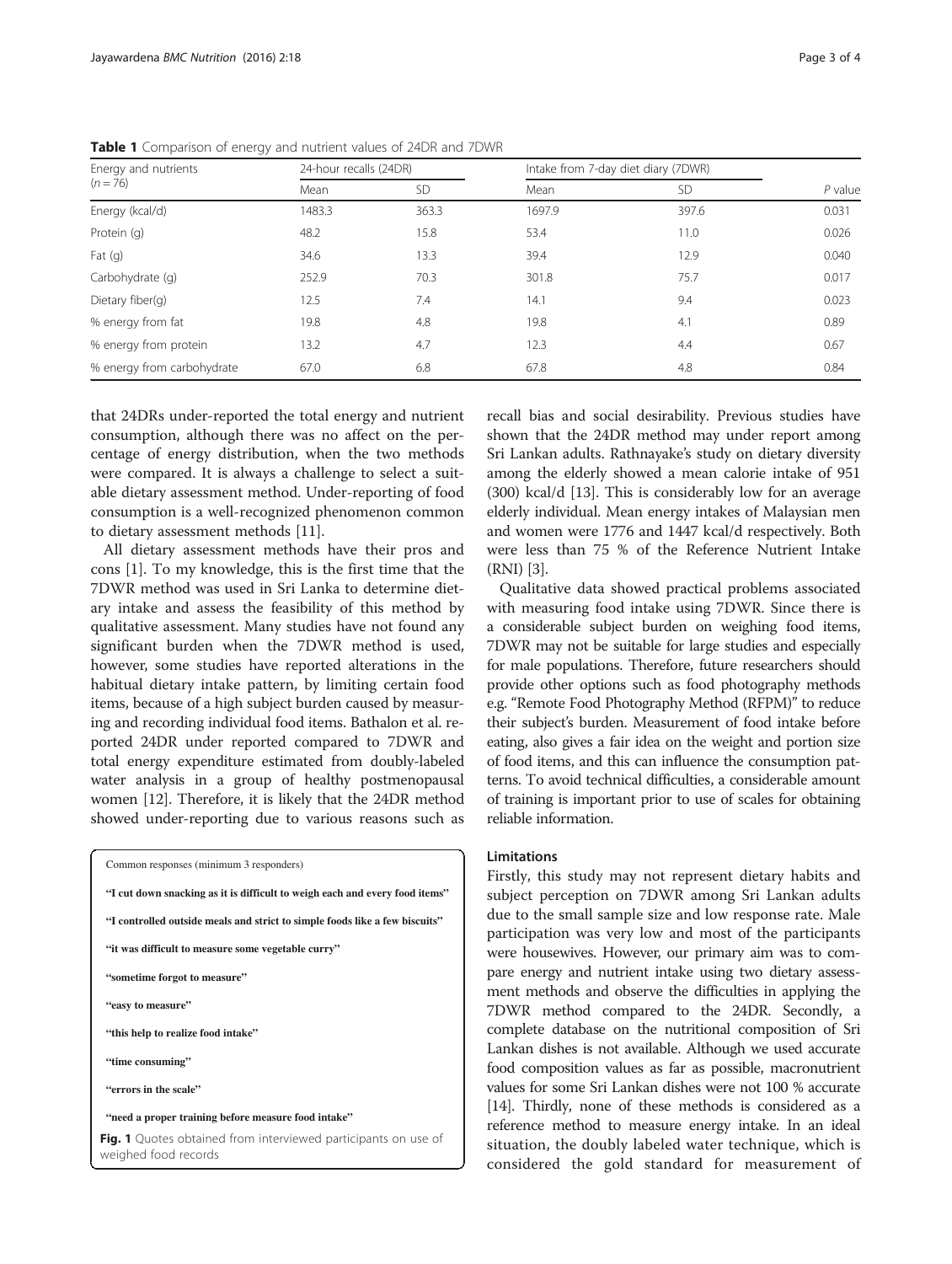**Table 1** Comparison of energy and nutrient values of 24DR and 7DWR

| Energy and nutrients (n = 76) | 24-hour recalls (24DR) | | Intake from 7-day diet diary (7DWR) | | P value |
|---|---|---|---|---|---|
| | Mean | SD | Mean | SD | |
| Energy (kcal/d) | 1483.3 | 363.3 | 1697.9 | 397.6 | 0.031 |
| Protein (g) | 48.2 | 15.8 | 53.4 | 11.0 | 0.026 |
| Fat (g) | 34.6 | 13.3 | 39.4 | 12.9 | 0.040 |
| Carbohydrate (g) | 252.9 | 70.3 | 301.8 | 75.7 | 0.017 |
| Dietary fiber(g) | 12.5 | 7.4 | 14.1 | 9.4 | 0.023 |
| % energy from fat | 19.8 | 4.8 | 19.8 | 4.1 | 0.89 |
| % energy from protein | 13.2 | 4.7 | 12.3 | 4.4 | 0.67 |
| % energy from carbohydrate | 67.0 | 6.8 | 67.8 | 4.8 | 0.84 |

that 24DRs under-reported the total energy and nutrient consumption, although there was no affect on the percentage of energy distribution, when the two methods were compared. It is always a challenge to select a suitable dietary assessment method. Under-reporting of food consumption is a well-recognized phenomenon common to dietary assessment methods [11].

All dietary assessment methods have their pros and cons [1]. To my knowledge, this is the first time that the 7DWR method was used in Sri Lanka to determine dietary intake and assess the feasibility of this method by qualitative assessment. Many studies have not found any significant burden when the 7DWR method is used, however, some studies have reported alterations in the habitual dietary intake pattern, by limiting certain food items, because of a high subject burden caused by measuring and recording individual food items. Bathalon et al. reported 24DR under reported compared to 7DWR and total energy expenditure estimated from doubly-labeled water analysis in a group of healthy postmenopausal women [12]. Therefore, it is likely that the 24DR method showed under-reporting due to various reasons such as recall bias and social desirability. Previous studies have shown that the 24DR method may under report among Sri Lankan adults. Rathnayake's study on dietary diversity among the elderly showed a mean calorie intake of 951 (300) kcal/d [13]. This is considerably low for an average elderly individual. Mean energy intakes of Malaysian men and women were 1776 and 1447 kcal/d respectively. Both were less than 75 % of the Reference Nutrient Intake (RNI) [3].

Qualitative data showed practical problems associated with measuring food intake using 7DWR. Since there is a considerable subject burden on weighing food items, 7DWR may not be suitable for large studies and especially for male populations. Therefore, future researchers should provide other options such as food photography methods e.g. "Remote Food Photography Method (RFPM)" to reduce their subject's burden. Measurement of food intake before eating, also gives a fair idea on the weight and portion size of food items, and this can influence the consumption patterns. To avoid technical difficulties, a considerable amount of training is important prior to use of scales for obtaining reliable information.

Common responses (minimum 3 responders)

**"I cut down snacking as it is difficult to weigh each and every food items"**

**"I controlled outside meals and strict to simple foods like a few biscuits"**

**"it was difficult to measure some vegetable curry"**

**"sometime forgot to measure"**

**"easy to measure"**

**"this help to realize food intake"**

**"time consuming"**

**"errors in the scale"**

**"need a proper training before measure food intake"**

**Fig. 1** Quotes obtained from interviewed participants on use of weighed food records

### Limitations

Firstly, this study may not represent dietary habits and subject perception on 7DWR among Sri Lankan adults due to the small sample size and low response rate. Male participation was very low and most of the participants were housewives. However, our primary aim was to compare energy and nutrient intake using two dietary assessment methods and observe the difficulties in applying the 7DWR method compared to the 24DR. Secondly, a complete database on the nutritional composition of Sri Lankan dishes is not available. Although we used accurate food composition values as far as possible, macronutrient values for some Sri Lankan dishes were not 100 % accurate [14]. Thirdly, none of these methods is considered as a reference method to measure energy intake. In an ideal situation, the doubly labeled water technique, which is considered the gold standard for measurement of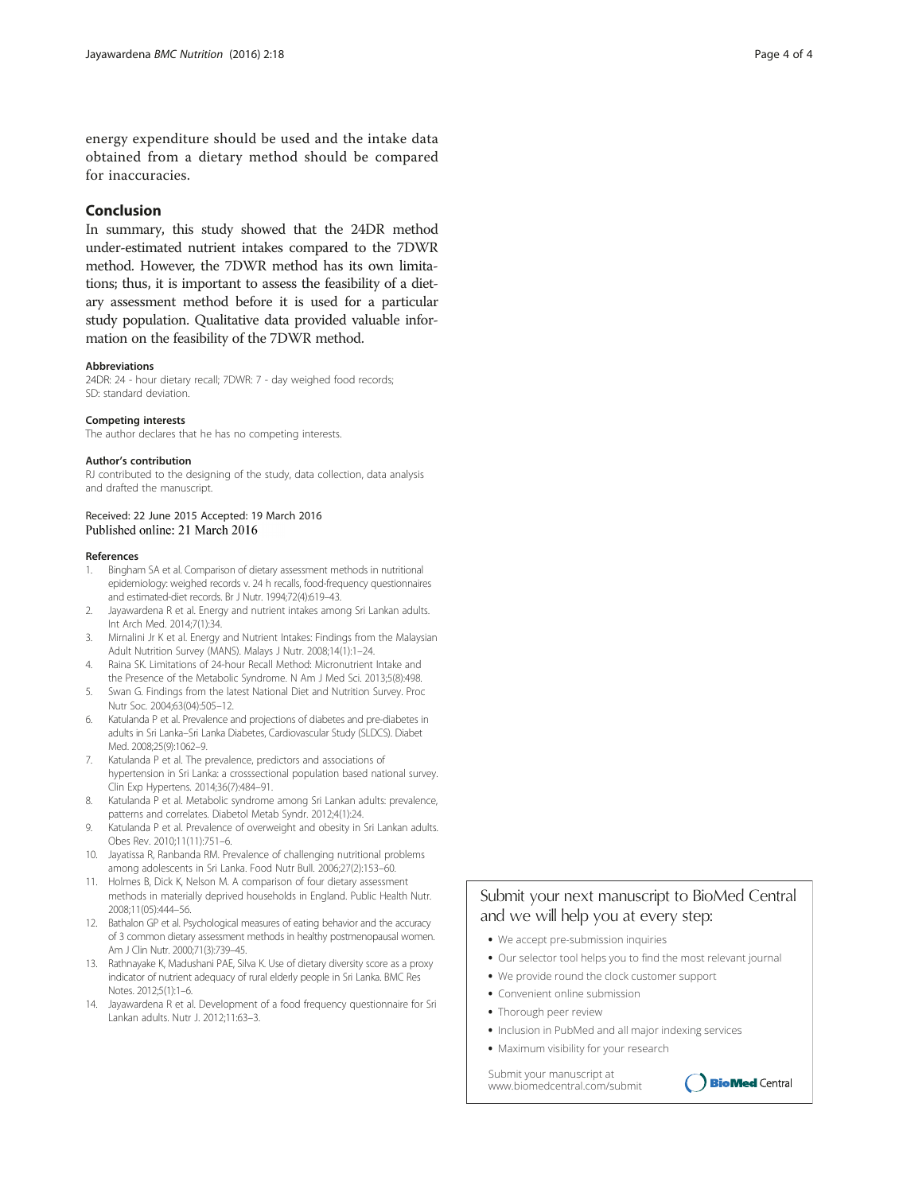energy expenditure should be used and the intake data obtained from a dietary method should be compared for inaccuracies.

## Conclusion

In summary, this study showed that the 24DR method under-estimated nutrient intakes compared to the 7DWR method. However, the 7DWR method has its own limitations; thus, it is important to assess the feasibility of a dietary assessment method before it is used for a particular study population. Qualitative data provided valuable information on the feasibility of the 7DWR method.

### Abbreviations

24DR: 24 - hour dietary recall; 7DWR: 7 - day weighed food records; SD: standard deviation.

### Competing interests

The author declares that he has no competing interests.

### Author's contribution

RJ contributed to the designing of the study, data collection, data analysis and drafted the manuscript.

Received: 22 June 2015 Accepted: 19 March 2016
Published online: 21 March 2016

### References

1. Bingham SA et al. Comparison of dietary assessment methods in nutritional epidemiology: weighed records v. 24 h recalls, food-frequency questionnaires and estimated-diet records. Br J Nutr. 1994;72(4):619–43.
2. Jayawardena R et al. Energy and nutrient intakes among Sri Lankan adults. Int Arch Med. 2014;7(1):34.
3. Mirnalini Jr K et al. Energy and Nutrient Intakes: Findings from the Malaysian Adult Nutrition Survey (MANS). Malays J Nutr. 2008;14(1):1–24.
4. Raina SK. Limitations of 24-hour Recall Method: Micronutrient Intake and the Presence of the Metabolic Syndrome. N Am J Med Sci. 2013;5(8):498.
5. Swan G. Findings from the latest National Diet and Nutrition Survey. Proc Nutr Soc. 2004;63(04):505–12.
6. Katulanda P et al. Prevalence and projections of diabetes and pre-diabetes in adults in Sri Lanka–Sri Lanka Diabetes, Cardiovascular Study (SLDCS). Diabet Med. 2008;25(9):1062–9.
7. Katulanda P et al. The prevalence, predictors and associations of hypertension in Sri Lanka: a crosssectional population based national survey. Clin Exp Hypertens. 2014;36(7):484–91.
8. Katulanda P et al. Metabolic syndrome among Sri Lankan adults: prevalence, patterns and correlates. Diabetol Metab Syndr. 2012;4(1):24.
9. Katulanda P et al. Prevalence of overweight and obesity in Sri Lankan adults. Obes Rev. 2010;11(11):751–6.
10. Jayatissa R, Ranbanda RM. Prevalence of challenging nutritional problems among adolescents in Sri Lanka. Food Nutr Bull. 2006;27(2):153–60.
11. Holmes B, Dick K, Nelson M. A comparison of four dietary assessment methods in materially deprived households in England. Public Health Nutr. 2008;11(05):444–56.
12. Bathalon GP et al. Psychological measures of eating behavior and the accuracy of 3 common dietary assessment methods in healthy postmenopausal women. Am J Clin Nutr. 2000;71(3):739–45.
13. Rathnayake K, Madushani PAE, Silva K. Use of dietary diversity score as a proxy indicator of nutrient adequacy of rural elderly people in Sri Lanka. BMC Res Notes. 2012;5(1):1–6.
14. Jayawardena R et al. Development of a food frequency questionnaire for Sri Lankan adults. Nutr J. 2012;11:63–3.

Submit your next manuscript to BioMed Central and we will help you at every step:

- We accept pre-submission inquiries
- Our selector tool helps you to find the most relevant journal
- We provide round the clock customer support
- Convenient online submission
- Thorough peer review
- Inclusion in PubMed and all major indexing services
- Maximum visibility for your research

Submit your manuscript at www.biomedcentral.com/submit